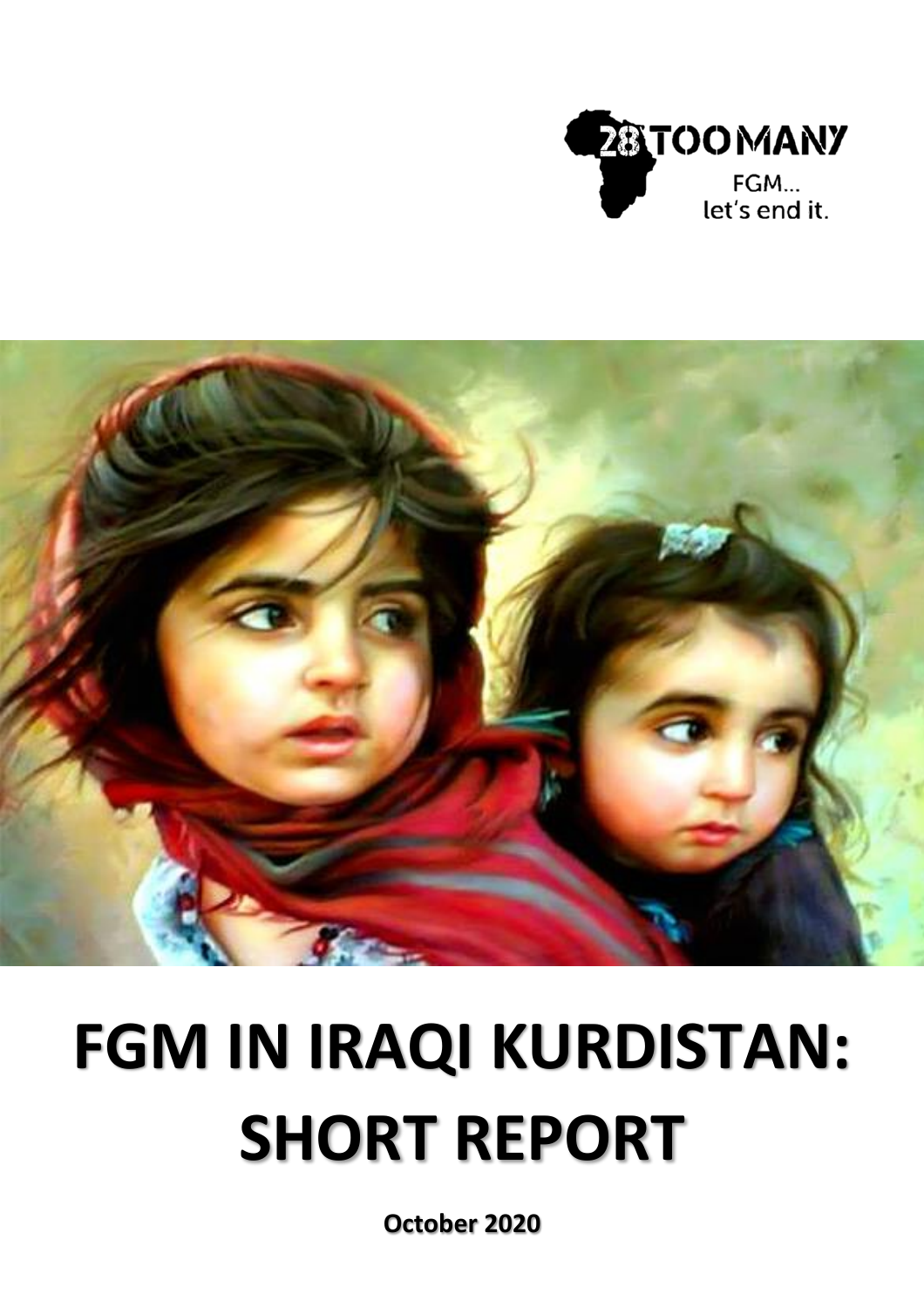28TOOMANY

FGM...
let's end it.

# FGM IN IRAQI KURDISTAN: SHORT REPORT

**October 2020**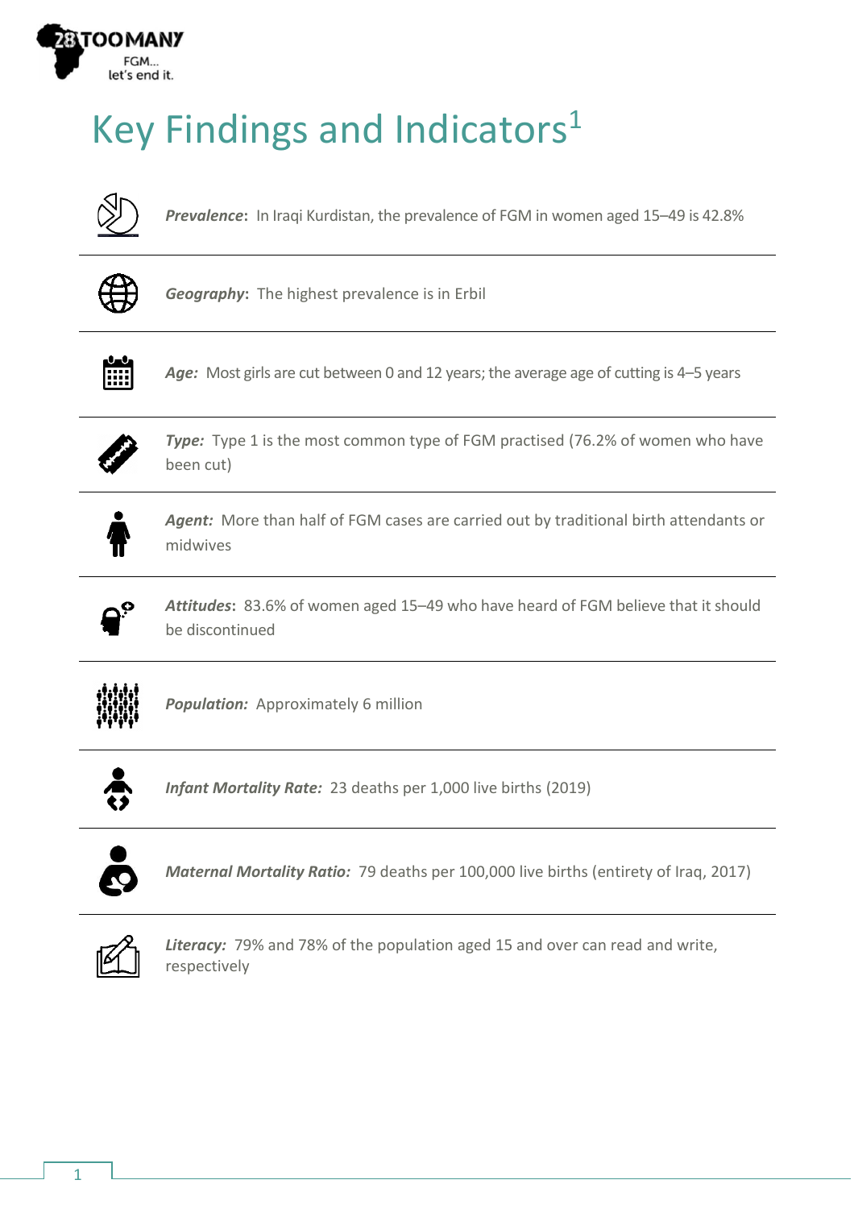# Key Findings and Indicators[1]

***Prevalence***: In Iraqi Kurdistan, the prevalence of FGM in women aged 15–49 is 42.8%

***Geography***: The highest prevalence is in Erbil

***Age:*** Most girls are cut between 0 and 12 years; the average age of cutting is 4–5 years

***Type:*** Type 1 is the most common type of FGM practised (76.2% of women who have been cut)

***Agent:*** More than half of FGM cases are carried out by traditional birth attendants or midwives

***Attitudes***: 83.6% of women aged 15–49 who have heard of FGM believe that it should be discontinued

***Population:*** Approximately 6 million

***Infant Mortality Rate:*** 23 deaths per 1,000 live births (2019)

***Maternal Mortality Ratio:*** 79 deaths per 100,000 live births (entirety of Iraq, 2017)

***Literacy:*** 79% and 78% of the population aged 15 and over can read and write, respectively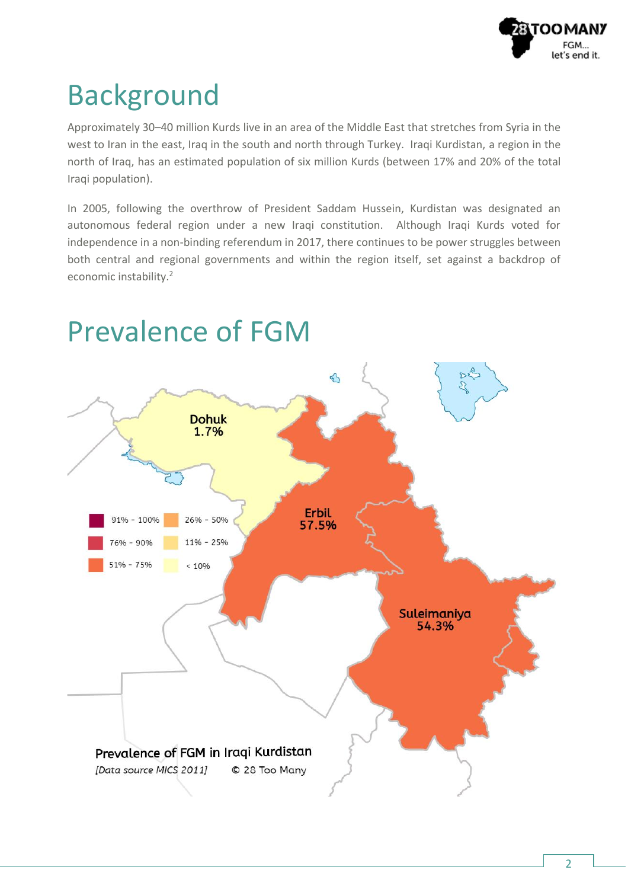# Background

Approximately 30–40 million Kurds live in an area of the Middle East that stretches from Syria in the west to Iran in the east, Iraq in the south and north through Turkey. Iraqi Kurdistan, a region in the north of Iraq, has an estimated population of six million Kurds (between 17% and 20% of the total Iraqi population).

In 2005, following the overthrow of President Saddam Hussein, Kurdistan was designated an autonomous federal region under a new Iraqi constitution. Although Iraqi Kurds voted for independence in a non-binding referendum in 2017, there continues to be power struggles between both central and regional governments and within the region itself, set against a backdrop of economic instability.[2]

# Prevalence of FGM

Dohuk 1.7%

Erbil 57.5%

Suleimaniya 54.3%

91% – 100% | 26% – 50%
76% – 90% | 11% – 25%
51% – 75% | < 10%

Prevalence of FGM in Iraqi Kurdistan

*[Data source MICS 2011]* © 28 Too Many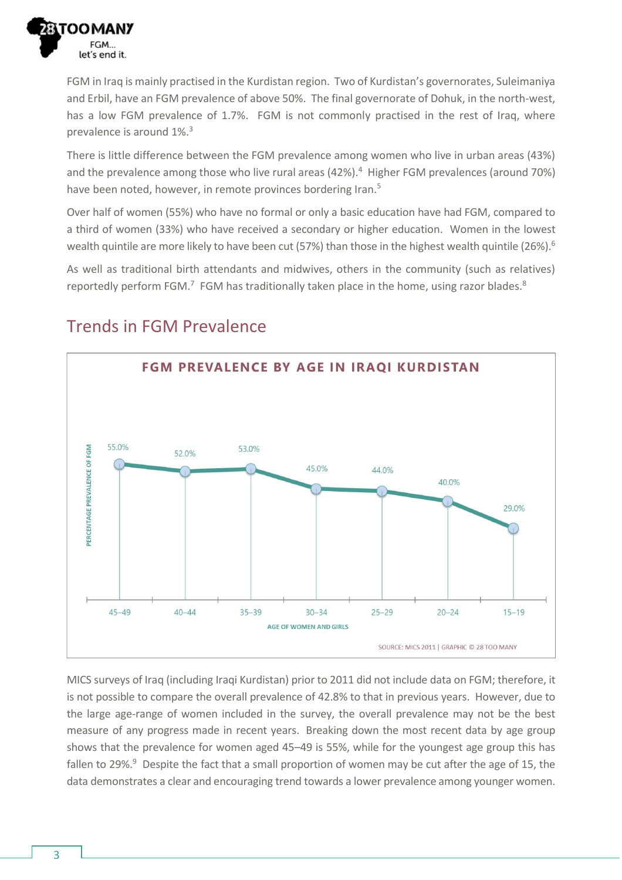FGM in Iraq is mainly practised in the Kurdistan region. Two of Kurdistan's governorates, Suleimaniya and Erbil, have an FGM prevalence of above 50%. The final governorate of Dohuk, in the north-west, has a low FGM prevalence of 1.7%. FGM is not commonly practised in the rest of Iraq, where prevalence is around 1%.[3]

There is little difference between the FGM prevalence among women who live in urban areas (43%) and the prevalence among those who live rural areas (42%).[4] Higher FGM prevalences (around 70%) have been noted, however, in remote provinces bordering Iran.[5]

Over half of women (55%) who have no formal or only a basic education have had FGM, compared to a third of women (33%) who have received a secondary or higher education. Women in the lowest wealth quintile are more likely to have been cut (57%) than those in the highest wealth quintile (26%).[6]

As well as traditional birth attendants and midwives, others in the community (such as relatives) reportedly perform FGM.[7] FGM has traditionally taken place in the home, using razor blades.[8]

## Trends in FGM Prevalence

**FGM PREVALENCE BY AGE IN IRAQI KURDISTAN**

| Age of women and girls | Percentage prevalence of FGM |
|---|---|
| 45–49 | 55.0% |
| 40–44 | 52.0% |
| 35–39 | 53.0% |
| 30–34 | 45.0% |
| 25–29 | 44.0% |
| 20–24 | 40.0% |
| 15–19 | 29.0% |

SOURCE: MICS 2011 | GRAPHIC © 28 TOO MANY

MICS surveys of Iraq (including Iraqi Kurdistan) prior to 2011 did not include data on FGM; therefore, it is not possible to compare the overall prevalence of 42.8% to that in previous years. However, due to the large age-range of women included in the survey, the overall prevalence may not be the best measure of any progress made in recent years. Breaking down the most recent data by age group shows that the prevalence for women aged 45–49 is 55%, while for the youngest age group this has fallen to 29%.[9] Despite the fact that a small proportion of women may be cut after the age of 15, the data demonstrates a clear and encouraging trend towards a lower prevalence among younger women.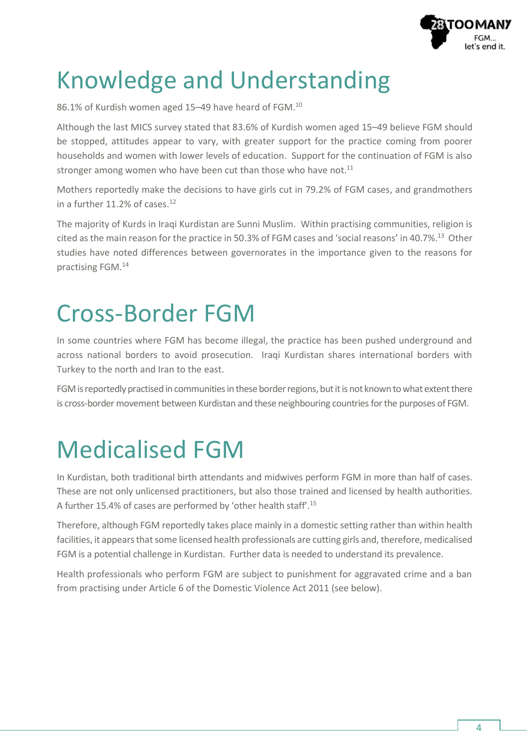# Knowledge and Understanding

86.1% of Kurdish women aged 15–49 have heard of FGM.[10]

Although the last MICS survey stated that 83.6% of Kurdish women aged 15–49 believe FGM should be stopped, attitudes appear to vary, with greater support for the practice coming from poorer households and women with lower levels of education. Support for the continuation of FGM is also stronger among women who have been cut than those who have not.[11]

Mothers reportedly make the decisions to have girls cut in 79.2% of FGM cases, and grandmothers in a further 11.2% of cases.[12]

The majority of Kurds in Iraqi Kurdistan are Sunni Muslim. Within practising communities, religion is cited as the main reason for the practice in 50.3% of FGM cases and 'social reasons' in 40.7%.[13] Other studies have noted differences between governorates in the importance given to the reasons for practising FGM.[14]

# Cross-Border FGM

In some countries where FGM has become illegal, the practice has been pushed underground and across national borders to avoid prosecution. Iraqi Kurdistan shares international borders with Turkey to the north and Iran to the east.

FGM is reportedly practised in communities in these border regions, but it is not known to what extent there is cross-border movement between Kurdistan and these neighbouring countries for the purposes of FGM.

# Medicalised FGM

In Kurdistan, both traditional birth attendants and midwives perform FGM in more than half of cases. These are not only unlicensed practitioners, but also those trained and licensed by health authorities. A further 15.4% of cases are performed by 'other health staff'.[15]

Therefore, although FGM reportedly takes place mainly in a domestic setting rather than within health facilities, it appears that some licensed health professionals are cutting girls and, therefore, medicalised FGM is a potential challenge in Kurdistan. Further data is needed to understand its prevalence.

Health professionals who perform FGM are subject to punishment for aggravated crime and a ban from practising under Article 6 of the Domestic Violence Act 2011 (see below).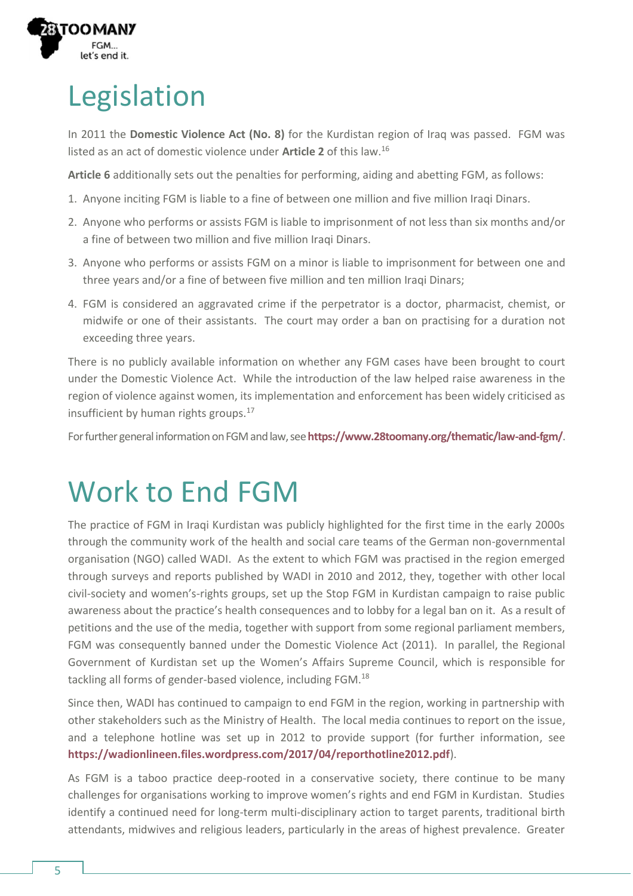# Legislation

In 2011 the **Domestic Violence Act (No. 8)** for the Kurdistan region of Iraq was passed. FGM was listed as an act of domestic violence under **Article 2** of this law.[16]

**Article 6** additionally sets out the penalties for performing, aiding and abetting FGM, as follows:

1. Anyone inciting FGM is liable to a fine of between one million and five million Iraqi Dinars.
2. Anyone who performs or assists FGM is liable to imprisonment of not less than six months and/or a fine of between two million and five million Iraqi Dinars.
3. Anyone who performs or assists FGM on a minor is liable to imprisonment for between one and three years and/or a fine of between five million and ten million Iraqi Dinars;
4. FGM is considered an aggravated crime if the perpetrator is a doctor, pharmacist, chemist, or midwife or one of their assistants. The court may order a ban on practising for a duration not exceeding three years.

There is no publicly available information on whether any FGM cases have been brought to court under the Domestic Violence Act. While the introduction of the law helped raise awareness in the region of violence against women, its implementation and enforcement has been widely criticised as insufficient by human rights groups.[17]

For further general information on FGM and law, see **https://www.28toomany.org/thematic/law-and-fgm/**.

# Work to End FGM

The practice of FGM in Iraqi Kurdistan was publicly highlighted for the first time in the early 2000s through the community work of the health and social care teams of the German non-governmental organisation (NGO) called WADI. As the extent to which FGM was practised in the region emerged through surveys and reports published by WADI in 2010 and 2012, they, together with other local civil-society and women's-rights groups, set up the Stop FGM in Kurdistan campaign to raise public awareness about the practice's health consequences and to lobby for a legal ban on it. As a result of petitions and the use of the media, together with support from some regional parliament members, FGM was consequently banned under the Domestic Violence Act (2011). In parallel, the Regional Government of Kurdistan set up the Women's Affairs Supreme Council, which is responsible for tackling all forms of gender-based violence, including FGM.[18]

Since then, WADI has continued to campaign to end FGM in the region, working in partnership with other stakeholders such as the Ministry of Health. The local media continues to report on the issue, and a telephone hotline was set up in 2012 to provide support (for further information, see **https://wadionlineen.files.wordpress.com/2017/04/reporthotline2012.pdf**).

As FGM is a taboo practice deep-rooted in a conservative society, there continue to be many challenges for organisations working to improve women's rights and end FGM in Kurdistan. Studies identify a continued need for long-term multi-disciplinary action to target parents, traditional birth attendants, midwives and religious leaders, particularly in the areas of highest prevalence. Greater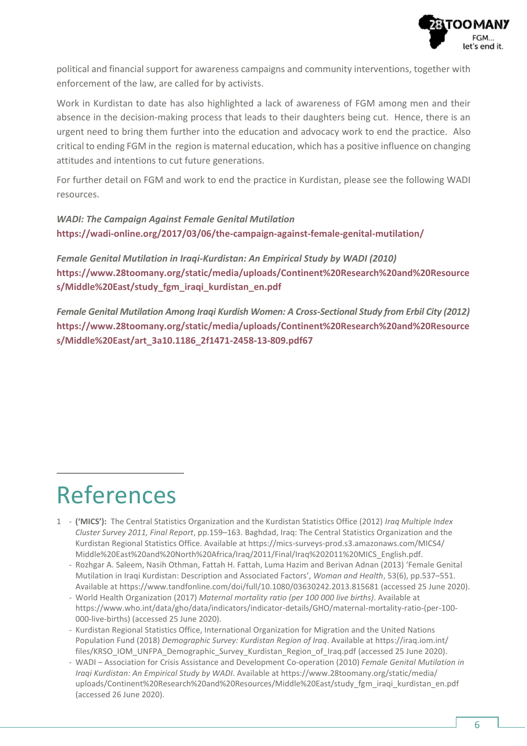political and financial support for awareness campaigns and community interventions, together with enforcement of the law, are called for by activists.

Work in Kurdistan to date has also highlighted a lack of awareness of FGM among men and their absence in the decision-making process that leads to their daughters being cut. Hence, there is an urgent need to bring them further into the education and advocacy work to end the practice. Also critical to ending FGM in the region is maternal education, which has a positive influence on changing attitudes and intentions to cut future generations.

For further detail on FGM and work to end the practice in Kurdistan, please see the following WADI resources.

***WADI: The Campaign Against Female Genital Mutilation***
**https://wadi-online.org/2017/03/06/the-campaign-against-female-genital-mutilation/**

***Female Genital Mutilation in Iraqi-Kurdistan: An Empirical Study by WADI (2010)***
**https://www.28toomany.org/static/media/uploads/Continent%20Research%20and%20Resources/Middle%20East/study_fgm_iraqi_kurdistan_en.pdf**

***Female Genital Mutilation Among Iraqi Kurdish Women: A Cross-Sectional Study from Erbil City (2012)***
**https://www.28toomany.org/static/media/uploads/Continent%20Research%20and%20Resources/Middle%20East/art_3a10.1186_2f1471-2458-13-809.pdf67**

# References

1 - **('MICS'):** The Central Statistics Organization and the Kurdistan Statistics Office (2012) *Iraq Multiple Index Cluster Survey 2011, Final Report*, pp.159–163. Baghdad, Iraq: The Central Statistics Organization and the Kurdistan Regional Statistics Office. Available at https://mics-surveys-prod.s3.amazonaws.com/MICS4/Middle%20East%20and%20North%20Africa/Iraq/2011/Final/Iraq%202011%20MICS_English.pdf.
- Rozhgar A. Saleem, Nasih Othman, Fattah H. Fattah, Luma Hazim and Berivan Adnan (2013) 'Female Genital Mutilation in Iraqi Kurdistan: Description and Associated Factors', *Woman and Health*, 53(6), pp.537–551. Available at https://www.tandfonline.com/doi/full/10.1080/03630242.2013.815681 (accessed 25 June 2020).
- World Health Organization (2017) *Maternal mortality ratio (per 100 000 live births)*. Available at https://www.who.int/data/gho/data/indicators/indicator-details/GHO/maternal-mortality-ratio-(per-100-000-live-births) (accessed 25 June 2020).
- Kurdistan Regional Statistics Office, International Organization for Migration and the United Nations Population Fund (2018) *Demographic Survey: Kurdistan Region of Iraq*. Available at https://iraq.iom.int/files/KRSO_IOM_UNFPA_Demographic_Survey_Kurdistan_Region_of_Iraq.pdf (accessed 25 June 2020).
- WADI – Association for Crisis Assistance and Development Co-operation (2010) *Female Genital Mutilation in Iraqi Kurdistan: An Empirical Study by WADI*. Available at https://www.28toomany.org/static/media/uploads/Continent%20Research%20and%20Resources/Middle%20East/study_fgm_iraqi_kurdistan_en.pdf (accessed 26 June 2020).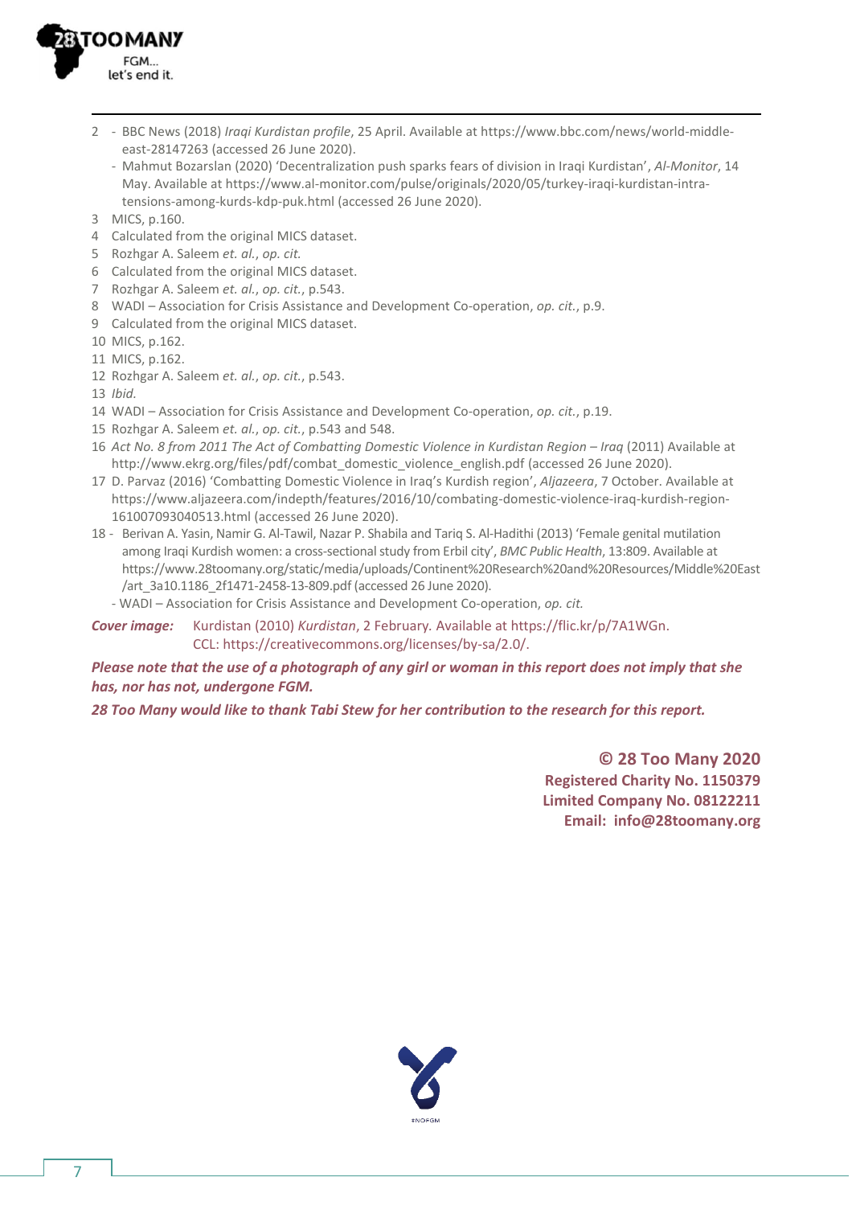2 - BBC News (2018) *Iraqi Kurdistan profile*, 25 April. Available at https://www.bbc.com/news/world-middle-east-28147263 (accessed 26 June 2020).
  - Mahmut Bozarslan (2020) 'Decentralization push sparks fears of division in Iraqi Kurdistan', *Al-Monitor*, 14 May. Available at https://www.al-monitor.com/pulse/originals/2020/05/turkey-iraqi-kurdistan-intra-tensions-among-kurds-kdp-puk.html (accessed 26 June 2020).

3 MICS, p.160.

4 Calculated from the original MICS dataset.

5 Rozhgar A. Saleem *et. al.*, *op. cit.*

6 Calculated from the original MICS dataset.

7 Rozhgar A. Saleem *et. al.*, *op. cit.*, p.543.

8 WADI – Association for Crisis Assistance and Development Co-operation, *op. cit.*, p.9.

9 Calculated from the original MICS dataset.

10 MICS, p.162.

11 MICS, p.162.

12 Rozhgar A. Saleem *et. al.*, *op. cit.*, p.543.

13 *Ibid.*

14 WADI – Association for Crisis Assistance and Development Co-operation, *op. cit.*, p.19.

15 Rozhgar A. Saleem *et. al.*, *op. cit.*, p.543 and 548.

16 *Act No. 8 from 2011 The Act of Combatting Domestic Violence in Kurdistan Region – Iraq* (2011) Available at http://www.ekrg.org/files/pdf/combat_domestic_violence_english.pdf (accessed 26 June 2020).

17 D. Parvaz (2016) 'Combatting Domestic Violence in Iraq's Kurdish region', *Aljazeera*, 7 October. Available at https://www.aljazeera.com/indepth/features/2016/10/combating-domestic-violence-iraq-kurdish-region-161007093040513.html (accessed 26 June 2020).

18 - Berivan A. Yasin, Namir G. Al-Tawil, Nazar P. Shabila and Tariq S. Al-Hadithi (2013) 'Female genital mutilation among Iraqi Kurdish women: a cross-sectional study from Erbil city', *BMC Public Health*, 13:809. Available at https://www.28toomany.org/static/media/uploads/Continent%20Research%20and%20Resources/Middle%20East/art_3a10.1186_2f1471-2458-13-809.pdf (accessed 26 June 2020).
  - WADI – Association for Crisis Assistance and Development Co-operation, *op. cit.*

***Cover image:*** Kurdistan (2010) *Kurdistan*, 2 February. Available at https://flic.kr/p/7A1WGn. CCL: https://creativecommons.org/licenses/by-sa/2.0/.

***Please note that the use of a photograph of any girl or woman in this report does not imply that she has, nor has not, undergone FGM.***

***28 Too Many would like to thank Tabi Stew for her contribution to the research for this report.***

**© 28 Too Many 2020**
**Registered Charity No. 1150379**
**Limited Company No. 08122211**
**Email: info@28toomany.org**

#NOFGM